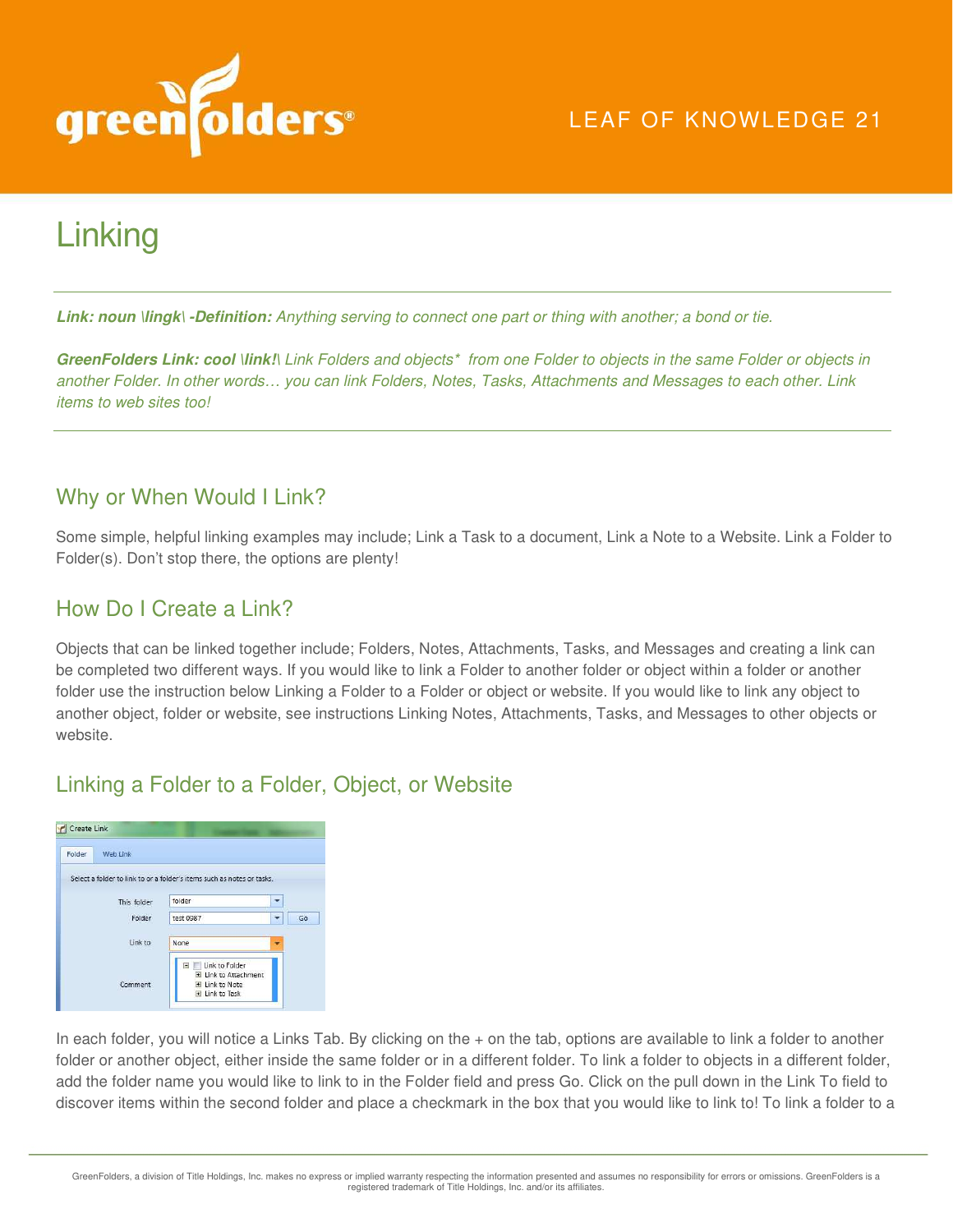# Linking

***Link: noun \lingk\ -Definition:*** *Anything serving to connect one part or thing with another; a bond or tie.*

***GreenFolders Link: cool \link!\*** *Link Folders and objects* from one Folder to objects in the same Folder or objects in another Folder. In other words… you can link Folders, Notes, Tasks, Attachments and Messages to each other. Link items to web sites too!*

## Why or When Would I Link?

Some simple, helpful linking examples may include; Link a Task to a document, Link a Note to a Website. Link a Folder to Folder(s). Don't stop there, the options are plenty!

## How Do I Create a Link?

Objects that can be linked together include; Folders, Notes, Attachments, Tasks, and Messages and creating a link can be completed two different ways. If you would like to link a Folder to another folder or object within a folder or another folder use the instruction below Linking a Folder to a Folder or object or website. If you would like to link any object to another object, folder or website, see instructions Linking Notes, Attachments, Tasks, and Messages to other objects or website.

## Linking a Folder to a Folder, Object, or Website

In each folder, you will notice a Links Tab. By clicking on the + on the tab, options are available to link a folder to another folder or another object, either inside the same folder or in a different folder. To link a folder to objects in a different folder, add the folder name you would like to link to in the Folder field and press Go. Click on the pull down in the Link To field to discover items within the second folder and place a checkmark in the box that you would like to link to! To link a folder to a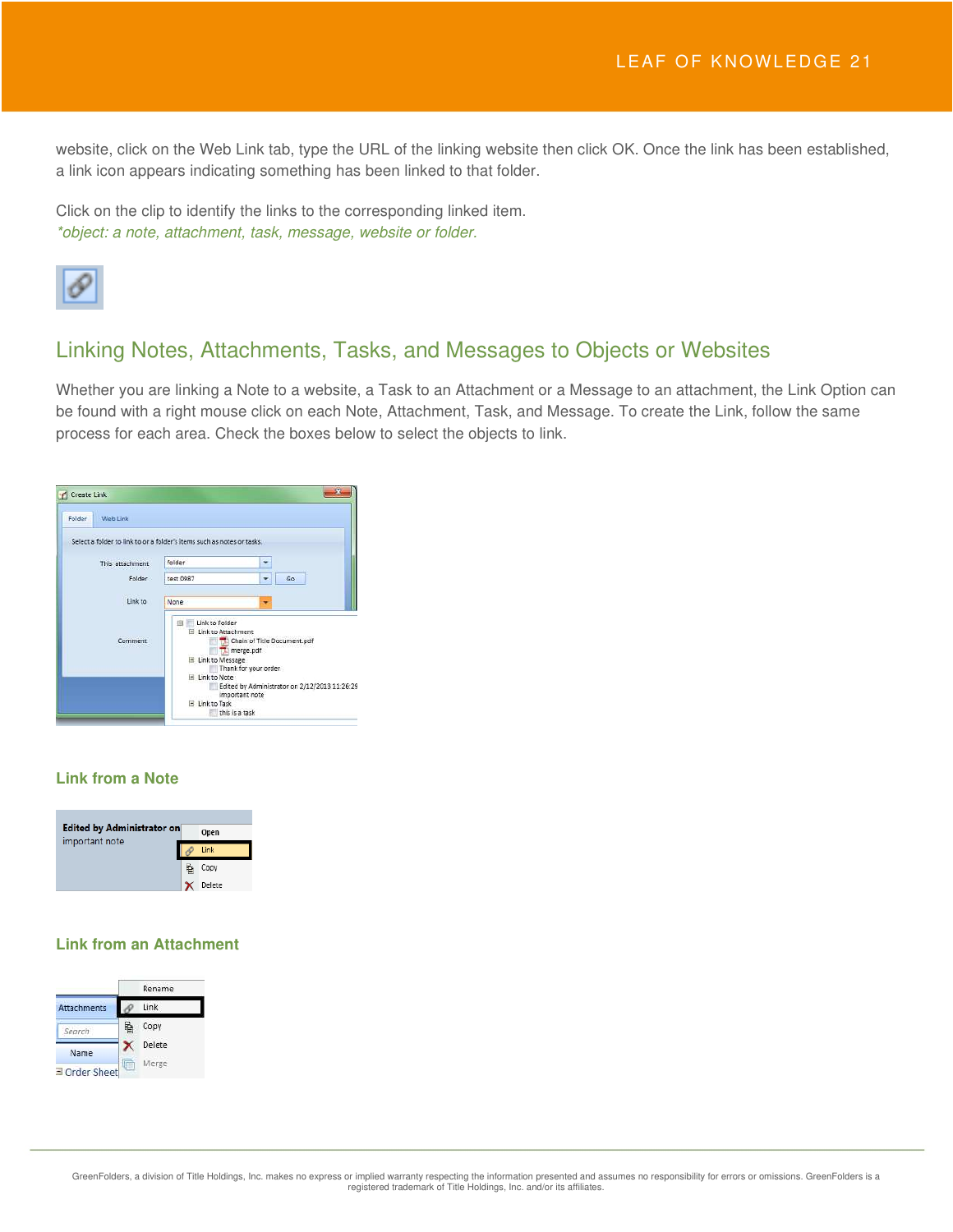website, click on the Web Link tab, type the URL of the linking website then click OK. Once the link has been established, a link icon appears indicating something has been linked to that folder.

Click on the clip to identify the links to the corresponding linked item.
*\*object: a note, attachment, task, message, website or folder.*

## Linking Notes, Attachments, Tasks, and Messages to Objects or Websites

Whether you are linking a Note to a website, a Task to an Attachment or a Message to an attachment, the Link Option can be found with a right mouse click on each Note, Attachment, Task, and Message. To create the Link, follow the same process for each area. Check the boxes below to select the objects to link.

### Link from a Note

### Link from an Attachment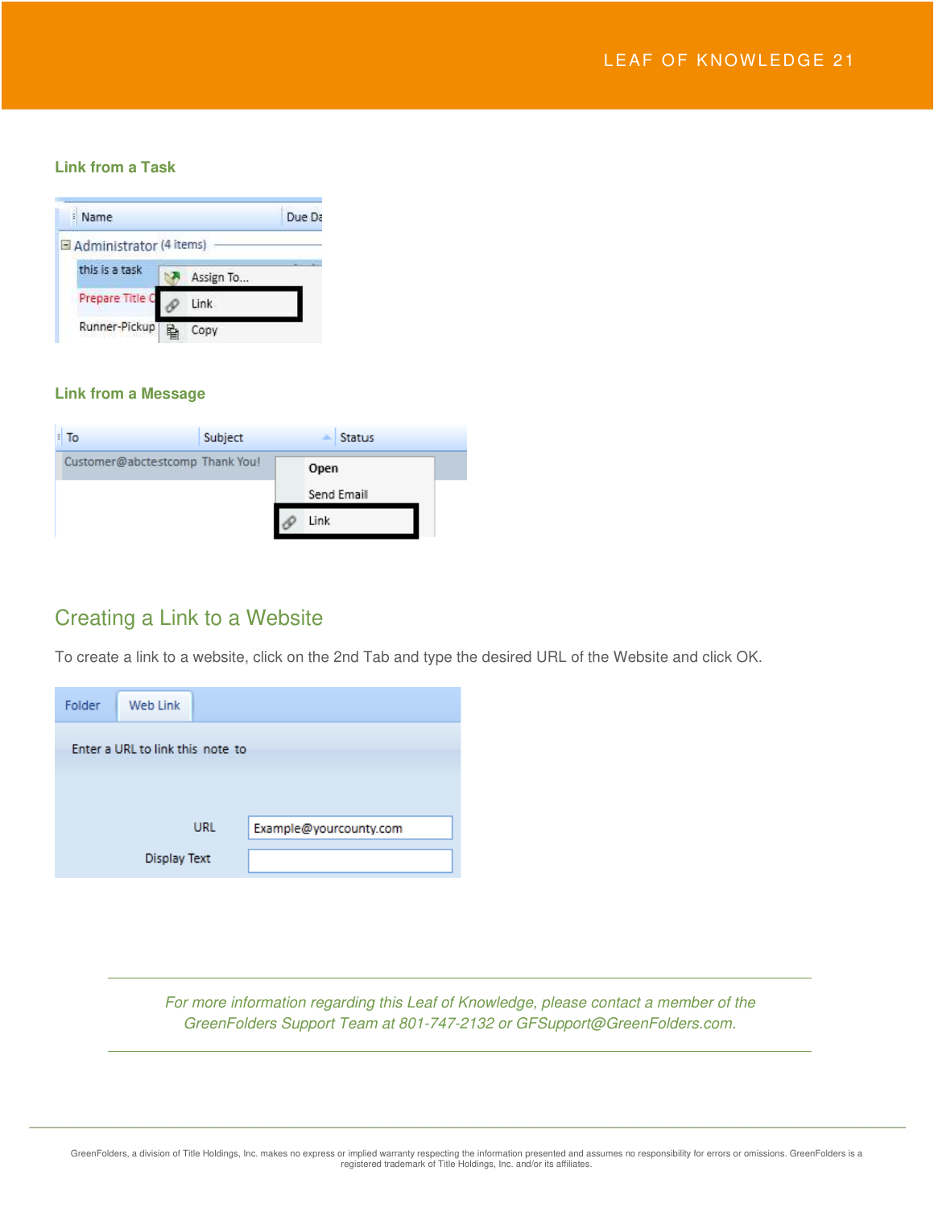### Link from a Task

### Link from a Message

## Creating a Link to a Website

To create a link to a website, click on the 2nd Tab and type the desired URL of the Website and click OK.

*For more information regarding this Leaf of Knowledge, please contact a member of the GreenFolders Support Team at 801-747-2132 or GFSupport@GreenFolders.com.*

GreenFolders, a division of Title Holdings, Inc. makes no express or implied warranty respecting the information presented and assumes no responsibility for errors or omissions. GreenFolders is a registered trademark of Title Holdings, Inc. and/or its affiliates.